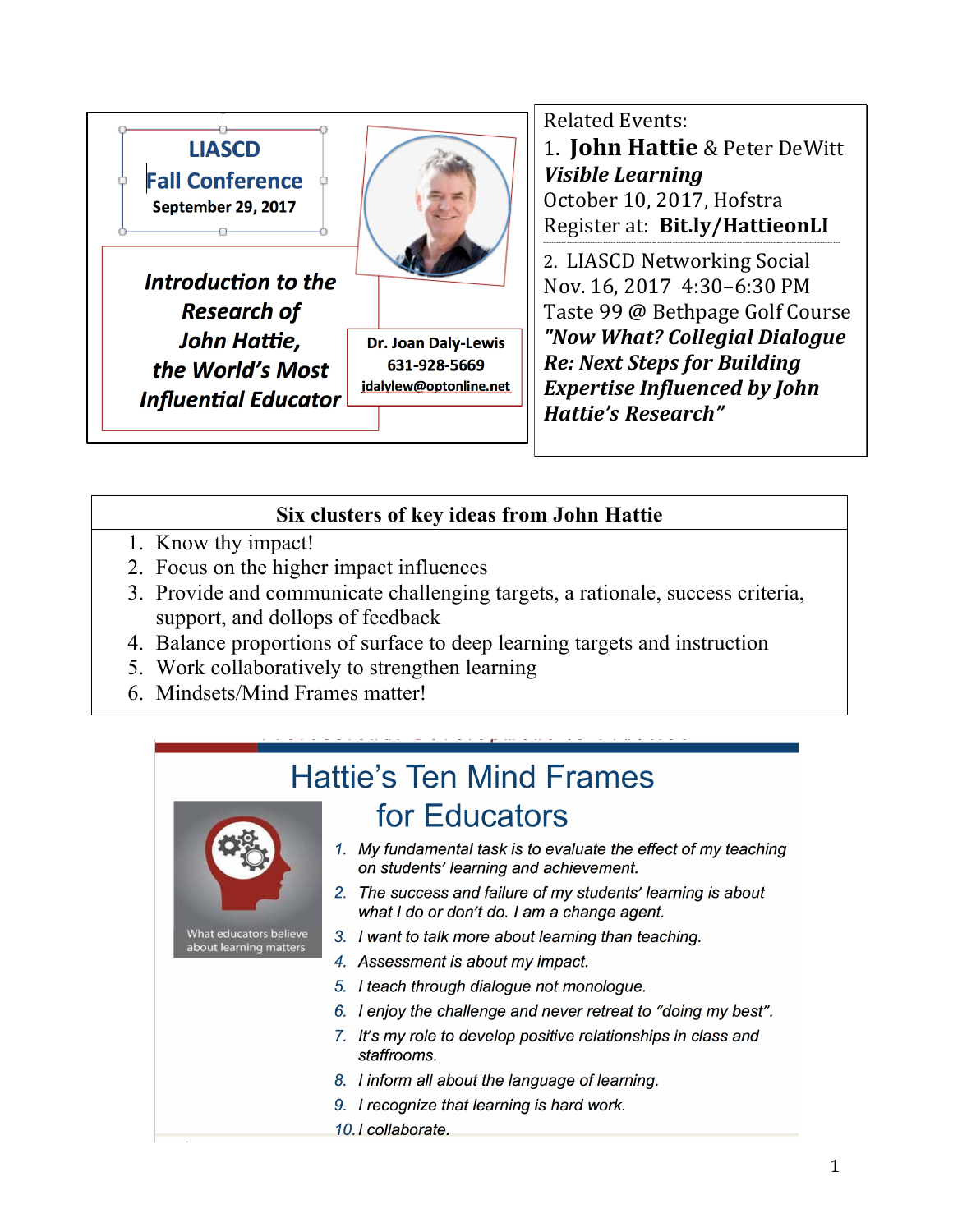# LIASCD Fall Conference

**September 29, 2017**

## *Introduction to the Research of John Hattie, the World's Most Influential Educator*

**Dr. Joan Daly-Lewis**
**631-928-5669**
**jdalylew@optonline.net**

Related Events:

1. **John Hattie** & Peter DeWitt
   ***Visible Learning***
   October 10, 2017, Hofstra
   Register at: **Bit.ly/HattieonLI**

2. LIASCD Networking Social
   Nov. 16, 2017 4:30–6:30 PM
   Taste 99 @ Bethpage Golf Course
   ***"Now What? Collegial Dialogue Re: Next Steps for Building Expertise Influenced by John Hattie's Research"***

### Six clusters of key ideas from John Hattie

1. Know thy impact!
2. Focus on the higher impact influences
3. Provide and communicate challenging targets, a rationale, success criteria, support, and dollops of feedback
4. Balance proportions of surface to deep learning targets and instruction
5. Work collaboratively to strengthen learning
6. Mindsets/Mind Frames matter!

## Hattie's Ten Mind Frames for Educators

What educators believe about learning matters

1. *My fundamental task is to evaluate the effect of my teaching on students' learning and achievement.*
2. *The success and failure of my students' learning is about what I do or don't do. I am a change agent.*
3. *I want to talk more about learning than teaching.*
4. *Assessment is about my impact.*
5. *I teach through dialogue not monologue.*
6. *I enjoy the challenge and never retreat to "doing my best".*
7. *It's my role to develop positive relationships in class and staffrooms.*
8. *I inform all about the language of learning.*
9. *I recognize that learning is hard work.*
10. *I collaborate.*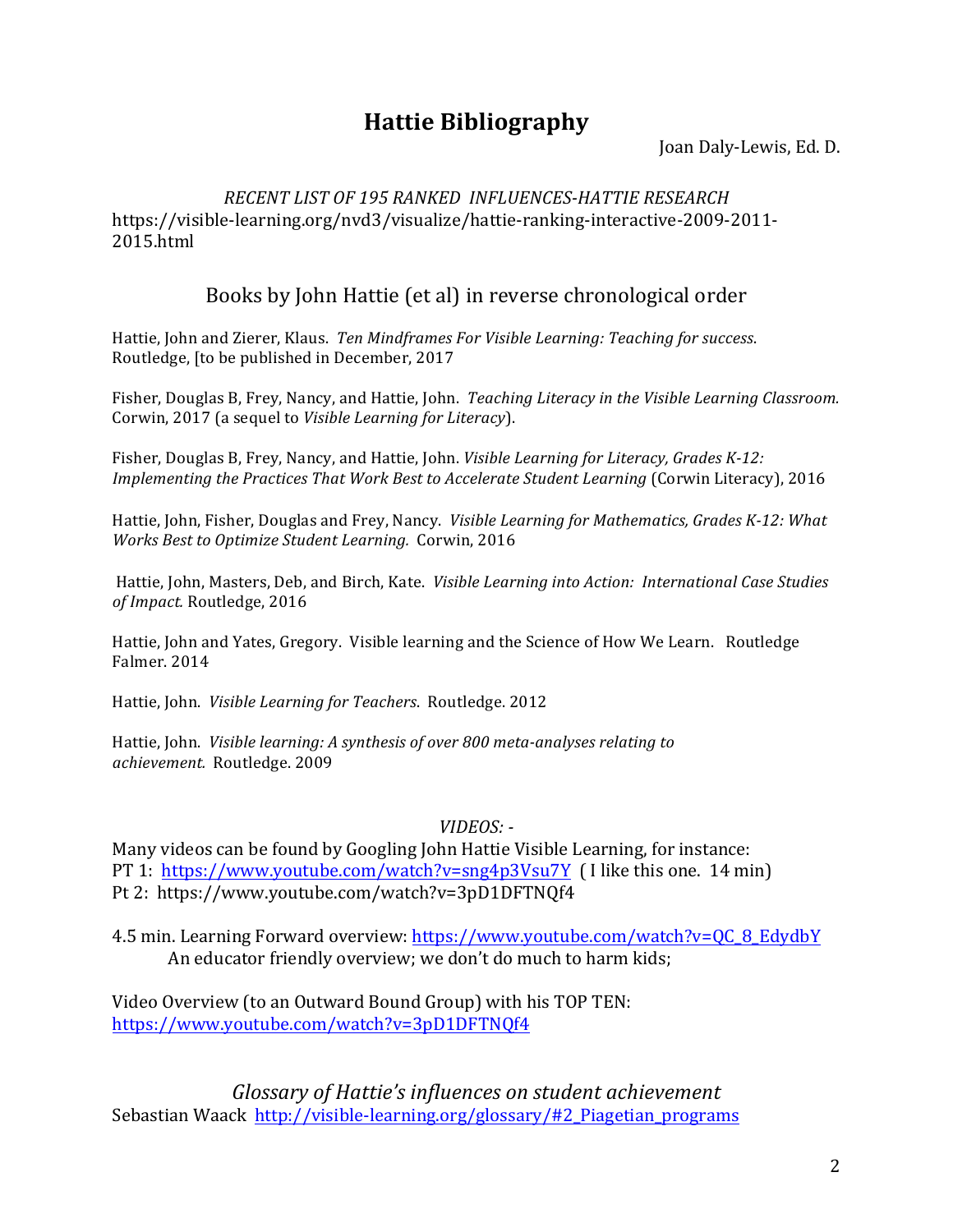# Hattie Bibliography

Joan Daly-Lewis, Ed. D.

*RECENT LIST OF 195 RANKED INFLUENCES-HATTIE RESEARCH*
https://visible-learning.org/nvd3/visualize/hattie-ranking-interactive-2009-2011-2015.html

## Books by John Hattie (et al) in reverse chronological order

Hattie, John and Zierer, Klaus. *Ten Mindframes For Visible Learning: Teaching for success*. Routledge, [to be published in December, 2017

Fisher, Douglas B, Frey, Nancy, and Hattie, John. *Teaching Literacy in the Visible Learning Classroom.* Corwin, 2017 (a sequel to *Visible Learning for Literacy*).

Fisher, Douglas B, Frey, Nancy, and Hattie, John. *Visible Learning for Literacy, Grades K-12: Implementing the Practices That Work Best to Accelerate Student Learning* (Corwin Literacy), 2016

Hattie, John, Fisher, Douglas and Frey, Nancy. *Visible Learning for Mathematics, Grades K-12: What Works Best to Optimize Student Learning.* Corwin, 2016

Hattie, John, Masters, Deb, and Birch, Kate. *Visible Learning into Action: International Case Studies of Impact.* Routledge, 2016

Hattie, John and Yates, Gregory. Visible learning and the Science of How We Learn. Routledge Falmer. 2014

Hattie, John. *Visible Learning for Teachers*. Routledge. 2012

Hattie, John. *Visible learning: A synthesis of over 800 meta-analyses relating to achievement.* Routledge. 2009

*VIDEOS: -*

Many videos can be found by Googling John Hattie Visible Learning, for instance:
PT 1: https://www.youtube.com/watch?v=sng4p3Vsu7Y ( I like this one. 14 min)
Pt 2: https://www.youtube.com/watch?v=3pD1DFTNQf4

4.5 min. Learning Forward overview: https://www.youtube.com/watch?v=QC_8_EdydbY
An educator friendly overview; we don't do much to harm kids;

Video Overview (to an Outward Bound Group) with his TOP TEN:
https://www.youtube.com/watch?v=3pD1DFTNQf4

*Glossary of Hattie's influences on student achievement*
Sebastian Waack http://visible-learning.org/glossary/#2_Piagetian_programs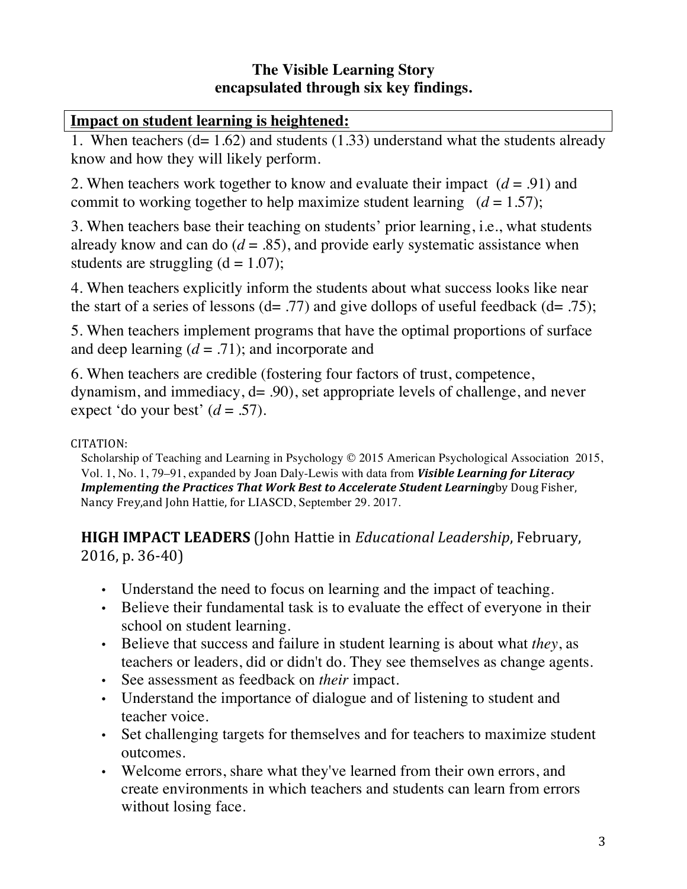**The Visible Learning Story**
**encapsulated through six key findings.**

**<u>Impact on student learning is heightened:</u>**

1. When teachers (d= 1.62) and students (1.33) understand what the students already know and how they will likely perform.

2. When teachers work together to know and evaluate their impact ($d$ = .91) and commit to working together to help maximize student learning ($d$ = 1.57);

3. When teachers base their teaching on students' prior learning, i.e., what students already know and can do ($d$ = .85), and provide early systematic assistance when students are struggling (d = 1.07);

4. When teachers explicitly inform the students about what success looks like near the start of a series of lessons (d= .77) and give dollops of useful feedback (d= .75);

5. When teachers implement programs that have the optimal proportions of surface and deep learning ($d$ = .71); and incorporate and

6. When teachers are credible (fostering four factors of trust, competence, dynamism, and immediacy, d= .90), set appropriate levels of challenge, and never expect 'do your best' ($d$ = .57).

CITATION:
Scholarship of Teaching and Learning in Psychology © 2015 American Psychological Association 2015, Vol. 1, No. 1, 79–91, expanded by Joan Daly-Lewis with data from ***Visible Learning for Literacy Implementing the Practices That Work Best to Accelerate Student Learning*** by Doug Fisher, Nancy Frey, and John Hattie, for LIASCD, September 29. 2017.

**HIGH IMPACT LEADERS** (John Hattie in *Educational Leadership*, February, 2016, p. 36-40)

- Understand the need to focus on learning and the impact of teaching.
- Believe their fundamental task is to evaluate the effect of everyone in their school on student learning.
- Believe that success and failure in student learning is about what *they*, as teachers or leaders, did or didn't do. They see themselves as change agents.
- See assessment as feedback on *their* impact.
- Understand the importance of dialogue and of listening to student and teacher voice.
- Set challenging targets for themselves and for teachers to maximize student outcomes.
- Welcome errors, share what they've learned from their own errors, and create environments in which teachers and students can learn from errors without losing face.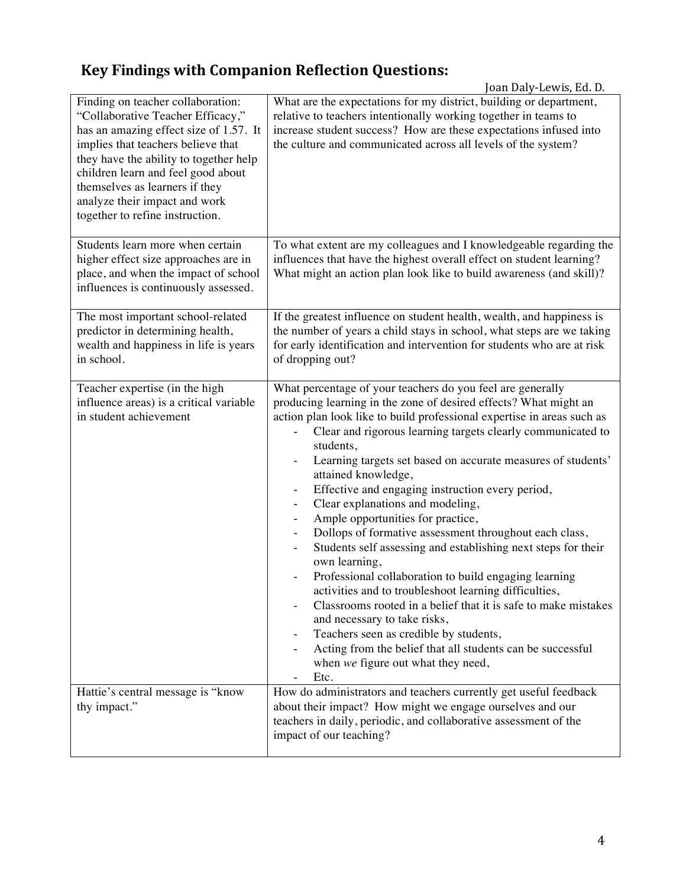## Key Findings with Companion Reflection Questions:

Joan Daly-Lewis, Ed. D.

| | |
|---|---|
| Finding on teacher collaboration: "Collaborative Teacher Efficacy," has an amazing effect size of 1.57. It implies that teachers believe that they have the ability to together help children learn and feel good about themselves as learners if they analyze their impact and work together to refine instruction. | What are the expectations for my district, building or department, relative to teachers intentionally working together in teams to increase student success? How are these expectations infused into the culture and communicated across all levels of the system? |
| Students learn more when certain higher effect size approaches are in place, and when the impact of school influences is continuously assessed. | To what extent are my colleagues and I knowledgeable regarding the influences that have the highest overall effect on student learning? What might an action plan look like to build awareness (and skill)? |
| The most important school-related predictor in determining health, wealth and happiness in life is years in school. | If the greatest influence on student health, wealth, and happiness is the number of years a child stays in school, what steps are we taking for early identification and intervention for students who are at risk of dropping out? |
| Teacher expertise (in the high influence areas) is a critical variable in student achievement | What percentage of your teachers do you feel are generally producing learning in the zone of desired effects? What might an action plan look like to build professional expertise in areas such as<br>- Clear and rigorous learning targets clearly communicated to students,<br>- Learning targets set based on accurate measures of students' attained knowledge,<br>- Effective and engaging instruction every period,<br>- Clear explanations and modeling,<br>- Ample opportunities for practice,<br>- Dollops of formative assessment throughout each class,<br>- Students self assessing and establishing next steps for their own learning,<br>- Professional collaboration to build engaging learning activities and to troubleshoot learning difficulties,<br>- Classrooms rooted in a belief that it is safe to make mistakes and necessary to take risks,<br>- Teachers seen as credible by students,<br>- Acting from the belief that all students can be successful when *we* figure out what they need,<br>- Etc. |
| Hattie's central message is "know thy impact." | How do administrators and teachers currently get useful feedback about their impact? How might we engage ourselves and our teachers in daily, periodic, and collaborative assessment of the impact of our teaching? |